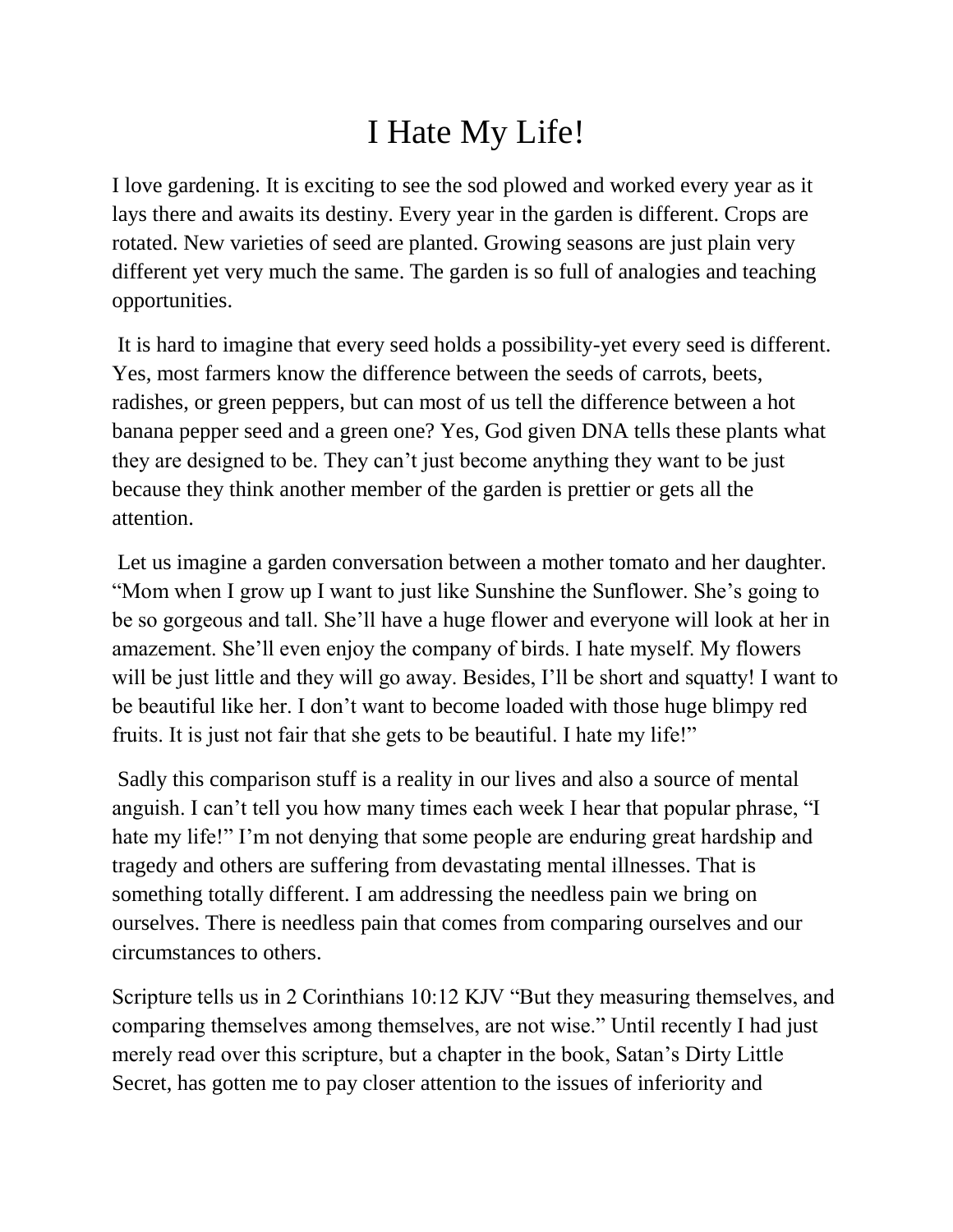# I Hate My Life!

I love gardening. It is exciting to see the sod plowed and worked every year as it lays there and awaits its destiny. Every year in the garden is different. Crops are rotated. New varieties of seed are planted. Growing seasons are just plain very different yet very much the same. The garden is so full of analogies and teaching opportunities.

It is hard to imagine that every seed holds a possibility-yet every seed is different. Yes, most farmers know the difference between the seeds of carrots, beets, radishes, or green peppers, but can most of us tell the difference between a hot banana pepper seed and a green one? Yes, God given DNA tells these plants what they are designed to be. They can't just become anything they want to be just because they think another member of the garden is prettier or gets all the attention.

Let us imagine a garden conversation between a mother tomato and her daughter. "Mom when I grow up I want to just like Sunshine the Sunflower. She's going to be so gorgeous and tall. She'll have a huge flower and everyone will look at her in amazement. She'll even enjoy the company of birds. I hate myself. My flowers will be just little and they will go away. Besides, I'll be short and squatty! I want to be beautiful like her. I don't want to become loaded with those huge blimpy red fruits. It is just not fair that she gets to be beautiful. I hate my life!"

Sadly this comparison stuff is a reality in our lives and also a source of mental anguish. I can't tell you how many times each week I hear that popular phrase, "I hate my life!" I'm not denying that some people are enduring great hardship and tragedy and others are suffering from devastating mental illnesses. That is something totally different. I am addressing the needless pain we bring on ourselves. There is needless pain that comes from comparing ourselves and our circumstances to others.

Scripture tells us in 2 Corinthians 10:12 KJV "But they measuring themselves, and comparing themselves among themselves, are not wise." Until recently I had just merely read over this scripture, but a chapter in the book, Satan's Dirty Little Secret, has gotten me to pay closer attention to the issues of inferiority and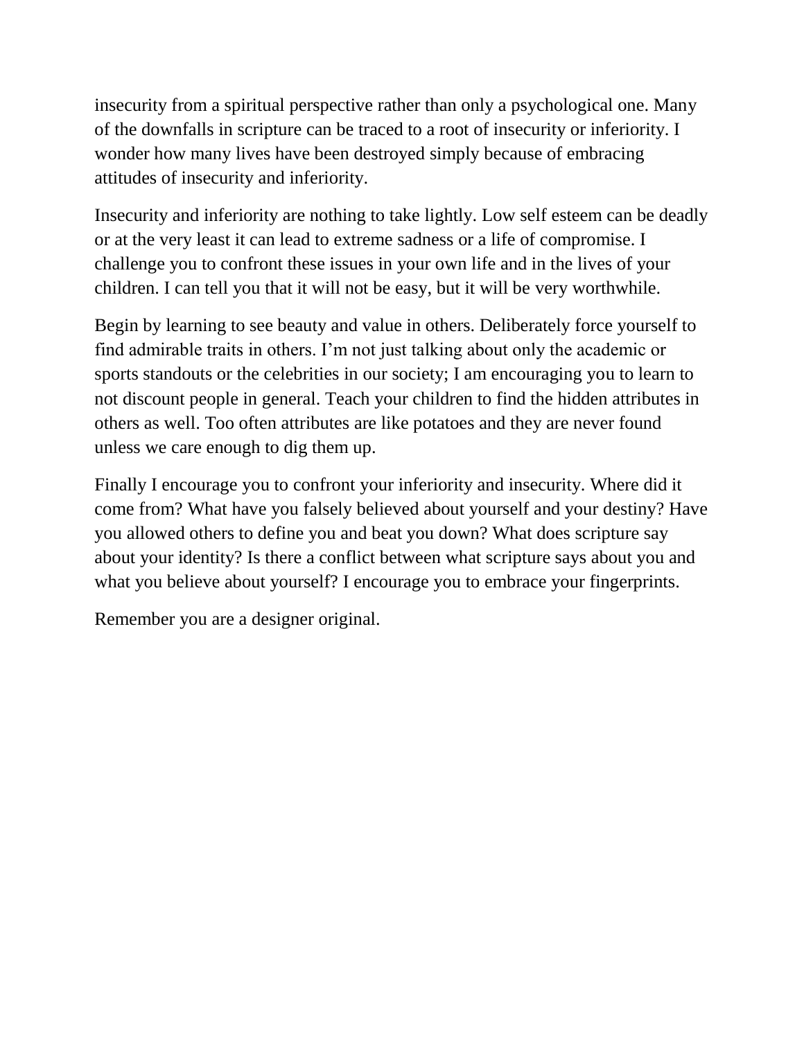insecurity from a spiritual perspective rather than only a psychological one. Many of the downfalls in scripture can be traced to a root of insecurity or inferiority. I wonder how many lives have been destroyed simply because of embracing attitudes of insecurity and inferiority.

Insecurity and inferiority are nothing to take lightly. Low self esteem can be deadly or at the very least it can lead to extreme sadness or a life of compromise. I challenge you to confront these issues in your own life and in the lives of your children. I can tell you that it will not be easy, but it will be very worthwhile.

Begin by learning to see beauty and value in others. Deliberately force yourself to find admirable traits in others. I'm not just talking about only the academic or sports standouts or the celebrities in our society; I am encouraging you to learn to not discount people in general. Teach your children to find the hidden attributes in others as well. Too often attributes are like potatoes and they are never found unless we care enough to dig them up.

Finally I encourage you to confront your inferiority and insecurity. Where did it come from? What have you falsely believed about yourself and your destiny? Have you allowed others to define you and beat you down? What does scripture say about your identity? Is there a conflict between what scripture says about you and what you believe about yourself? I encourage you to embrace your fingerprints.

Remember you are a designer original.